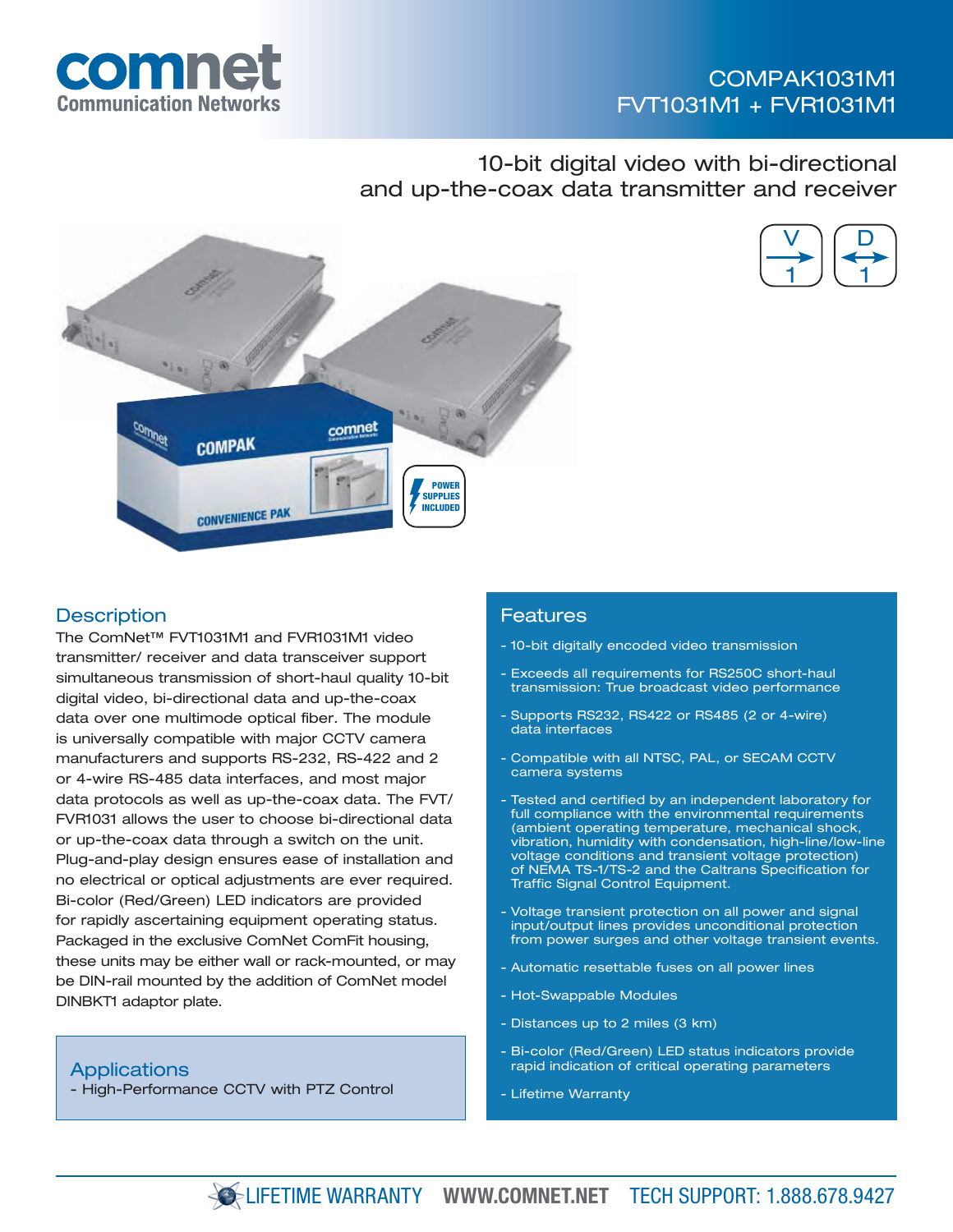# COMPAK1031M1
# FVT1031M1 + FVR1031M1

## 10-bit digital video with bi-directional and up-the-coax data transmitter and receiver

## Description

The ComNet™ FVT1031M1 and FVR1031M1 video transmitter/ receiver and data transceiver support simultaneous transmission of short-haul quality 10-bit digital video, bi-directional data and up-the-coax data over one multimode optical fiber. The module is universally compatible with major CCTV camera manufacturers and supports RS-232, RS-422 and 2 or 4-wire RS-485 data interfaces, and most major data protocols as well as up-the-coax data. The FVT/FVR1031 allows the user to choose bi-directional data or up-the-coax data through a switch on the unit. Plug-and-play design ensures ease of installation and no electrical or optical adjustments are ever required. Bi-color (Red/Green) LED indicators are provided for rapidly ascertaining equipment operating status. Packaged in the exclusive ComNet ComFit housing, these units may be either wall or rack-mounted, or may be DIN-rail mounted by the addition of ComNet model DINBKT1 adaptor plate.

## Applications

- High-Performance CCTV with PTZ Control

## Features

- 10-bit digitally encoded video transmission
- Exceeds all requirements for RS250C short-haul transmission: True broadcast video performance
- Supports RS232, RS422 or RS485 (2 or 4-wire) data interfaces
- Compatible with all NTSC, PAL, or SECAM CCTV camera systems
- Tested and certified by an independent laboratory for full compliance with the environmental requirements (ambient operating temperature, mechanical shock, vibration, humidity with condensation, high-line/low-line voltage conditions and transient voltage protection) of NEMA TS-1/TS-2 and the Caltrans Specification for Traffic Signal Control Equipment.
- Voltage transient protection on all power and signal input/output lines provides unconditional protection from power surges and other voltage transient events.
- Automatic resettable fuses on all power lines
- Hot-Swappable Modules
- Distances up to 2 miles (3 km)
- Bi-color (Red/Green) LED status indicators provide rapid indication of critical operating parameters
- Lifetime Warranty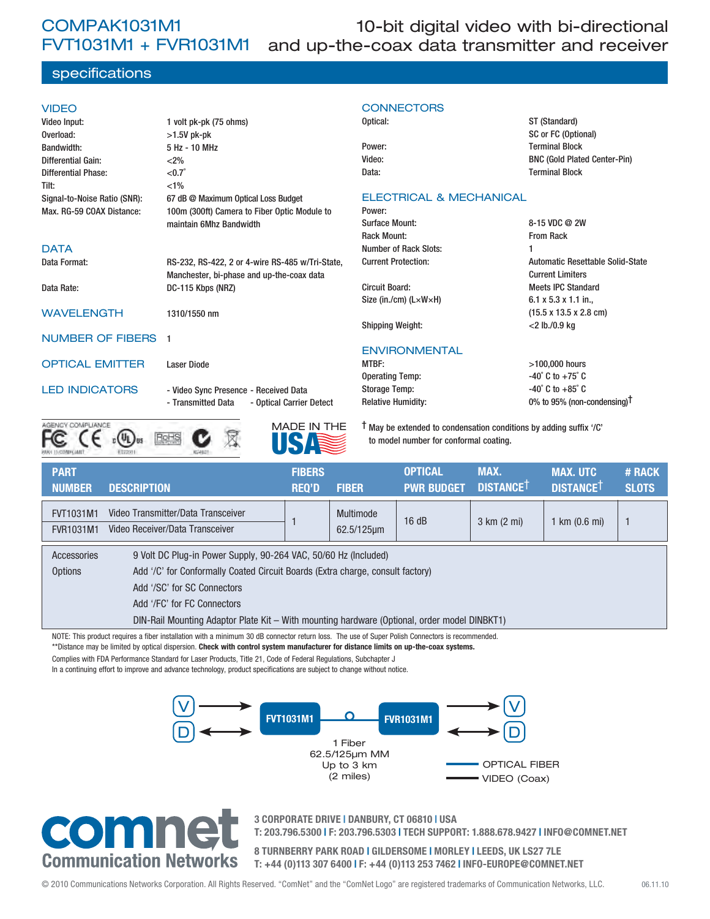# COMPAK1031M1
# FVT1031M1 + FVR1031M1

## 10-bit digital video with bi-directional and up-the-coax data transmitter and receiver

## specifications

### VIDEO

| | |
|---|---|
| Video Input: | 1 volt pk-pk (75 ohms) |
| Overload: | >1.5V pk-pk |
| Bandwidth: | 5 Hz - 10 MHz |
| Differential Gain: | <2% |
| Differential Phase: | <0.7° |
| Tilt: | <1% |
| Signal-to-Noise Ratio (SNR): | 67 dB @ Maximum Optical Loss Budget |
| Max. RG-59 COAX Distance: | 100m (300ft) Camera to Fiber Optic Module to maintain 6Mhz Bandwidth |

### DATA

| | |
|---|---|
| Data Format: | RS-232, RS-422, 2 or 4-wire RS-485 w/Tri-State, Manchester, bi-phase and up-the-coax data |
| Data Rate: | DC-115 Kbps (NRZ) |

### WAVELENGTH
1310/1550 nm

### NUMBER OF FIBERS
1

### OPTICAL EMITTER
Laser Diode

### LED INDICATORS
- Video Sync Presence
- Received Data
- Transmitted Data
- Optical Carrier Detect

AGENCY COMPLIANCE

MADE IN THE USA

### CONNECTORS

| | |
|---|---|
| Optical: | ST (Standard) |
| | SC or FC (Optional) |
| Power: | Terminal Block |
| Video: | BNC (Gold Plated Center-Pin) |
| Data: | Terminal Block |

### ELECTRICAL & MECHANICAL

| | |
|---|---|
| Power: | |
| Surface Mount: | 8-15 VDC @ 2W |
| Rack Mount: | From Rack |
| Number of Rack Slots: | 1 |
| Current Protection: | Automatic Resettable Solid-State Current Limiters |
| Circuit Board: | Meets IPC Standard |
| Size (in./cm) (L×W×H) | 6.1 x 5.3 x 1.1 in., (15.5 x 13.5 x 2.8 cm) |
| Shipping Weight: | <2 lb./0.9 kg |

### ENVIRONMENTAL

| | |
|---|---|
| MTBF: | >100,000 hours |
| Operating Temp: | -40° C to +75° C |
| Storage Temp: | -40° C to +85° C |
| Relative Humidity: | 0% to 95% (non-condensing)† |

† May be extended to condensation conditions by adding suffix '/C' to model number for conformal coating.

| PART NUMBER | DESCRIPTION | FIBERS REQ'D | FIBER | OPTICAL PWR BUDGET | MAX. DISTANCE† | MAX. UTC DISTANCE† | # RACK SLOTS |
|---|---|---|---|---|---|---|---|
| FVT1031M1 | Video Transmitter/Data Transceiver | 1 | Multimode 62.5/125µm | 16 dB | 3 km (2 mi) | 1 km (0.6 mi) | 1 |
| FVR1031M1 | Video Receiver/Data Transceiver | | | | | | |

| | |
|---|---|
| Accessories | 9 Volt DC Plug-in Power Supply, 90-264 VAC, 50/60 Hz (Included) |
| Options | Add '/C' for Conformally Coated Circuit Boards (Extra charge, consult factory) |
| | Add '/SC' for SC Connectors |
| | Add '/FC' for FC Connectors |
| | DIN-Rail Mounting Adaptor Plate Kit – With mounting hardware (Optional, order model DINBKT1) |

NOTE: This product requires a fiber installation with a minimum 30 dB connector return loss. The use of Super Polish Connectors is recommended.
**Distance may be limited by optical dispersion. **Check with control system manufacturer for distance limits on up-the-coax systems.**
Complies with FDA Performance Standard for Laser Products, Title 21, Code of Federal Regulations, Subchapter J
In a continuing effort to improve and advance technology, product specifications are subject to change without notice.

V
D
FVT1031M1
FVR1031M1
V
D
1 Fiber
62.5/125µm MM
Up to 3 km
(2 miles)
OPTICAL FIBER
VIDEO (Coax)

comnet
Communication Networks

3 CORPORATE DRIVE | DANBURY, CT 06810 | USA
T: 203.796.5300 | F: 203.796.5303 | TECH SUPPORT: 1.888.678.9427 | INFO@COMNET.NET

8 TURNBERRY PARK ROAD | GILDERSOME | MORLEY | LEEDS, UK LS27 7LE
T: +44 (0)113 307 6400 | F: +44 (0)113 253 7462 | INFO-EUROPE@COMNET.NET

© 2010 Communications Networks Corporation. All Rights Reserved. "ComNet" and the "ComNet Logo" are registered trademarks of Communication Networks, LLC.

06.11.10